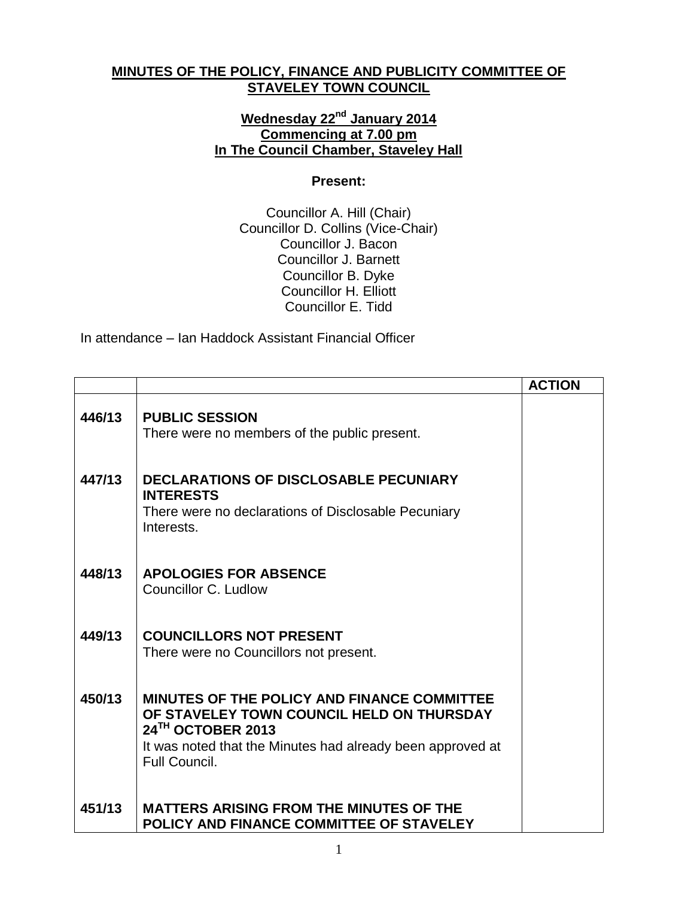**MINUTES OF THE POLICY, FINANCE AND PUBLICITY COMMITTEE OF STAVELEY TOWN COUNCIL**

**Wednesday 22nd January 2014**
**Commencing at 7.00 pm**
**In The Council Chamber, Staveley Hall**

**Present:**

Councillor A. Hill (Chair)
Councillor D. Collins (Vice-Chair)
Councillor J. Bacon
Councillor J. Barnett
Councillor B. Dyke
Councillor H. Elliott
Councillor E. Tidd

In attendance – Ian Haddock Assistant Financial Officer

| | | ACTION |
|---|---|---|
| 446/13 | **PUBLIC SESSION**<br>There were no members of the public present. | |
| 447/13 | **DECLARATIONS OF DISCLOSABLE PECUNIARY INTERESTS**<br>There were no declarations of Disclosable Pecuniary Interests. | |
| 448/13 | **APOLOGIES FOR ABSENCE**<br>Councillor C. Ludlow | |
| 449/13 | **COUNCILLORS NOT PRESENT**<br>There were no Councillors not present. | |
| 450/13 | **MINUTES OF THE POLICY AND FINANCE COMMITTEE OF STAVELEY TOWN COUNCIL HELD ON THURSDAY 24TH OCTOBER 2013**<br>It was noted that the Minutes had already been approved at Full Council. | |
| 451/13 | **MATTERS ARISING FROM THE MINUTES OF THE POLICY AND FINANCE COMMITTEE OF STAVELEY** | |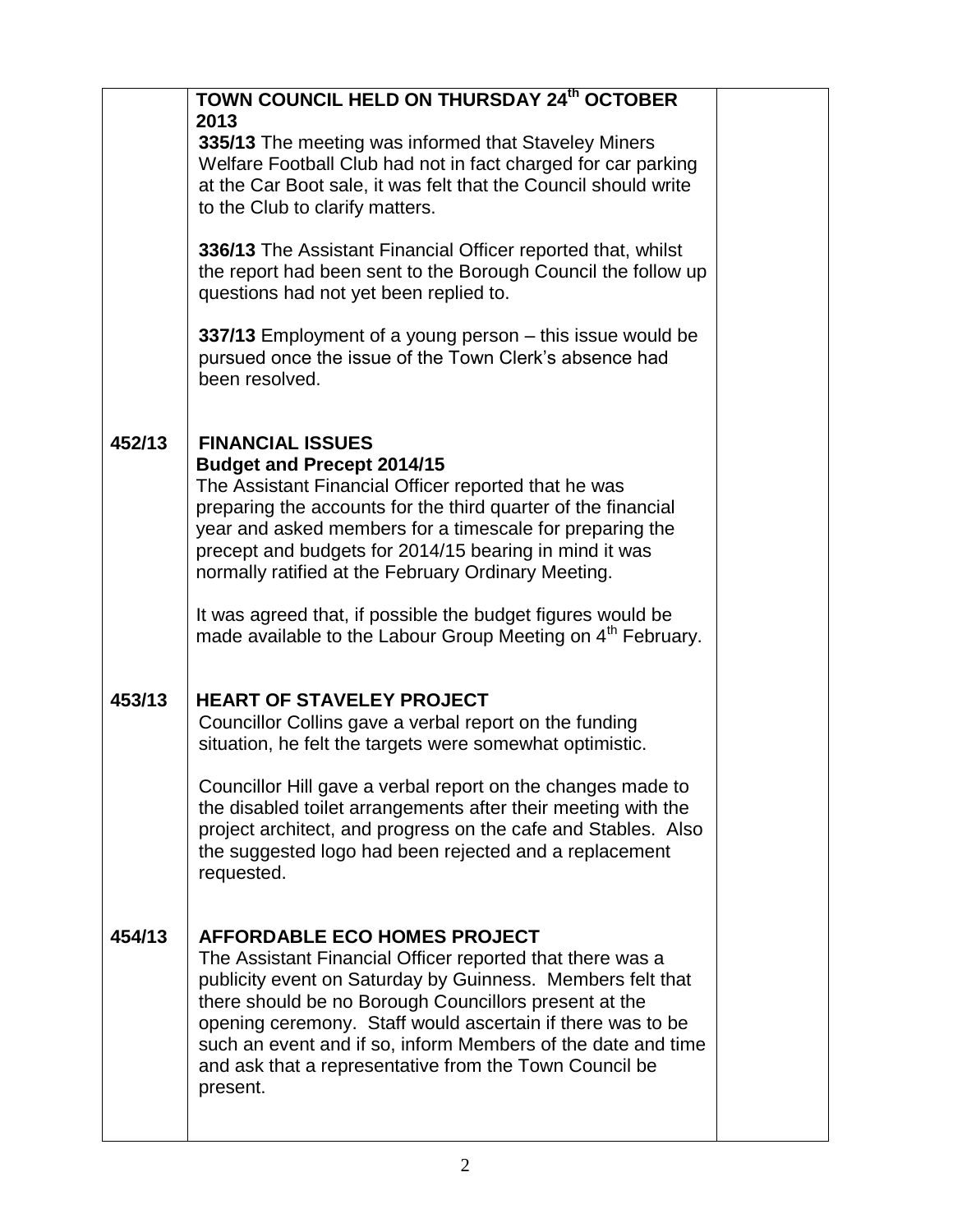| | | |
|---|---|---|
| | **TOWN COUNCIL HELD ON THURSDAY 24th OCTOBER 2013**<br>**335/13** The meeting was informed that Staveley Miners Welfare Football Club had not in fact charged for car parking at the Car Boot sale, it was felt that the Council should write to the Club to clarify matters.<br><br>**336/13** The Assistant Financial Officer reported that, whilst the report had been sent to the Borough Council the follow up questions had not yet been replied to.<br><br>**337/13** Employment of a young person – this issue would be pursued once the issue of the Town Clerk's absence had been resolved. | |
| **452/13** | **FINANCIAL ISSUES**<br>**Budget and Precept 2014/15**<br>The Assistant Financial Officer reported that he was preparing the accounts for the third quarter of the financial year and asked members for a timescale for preparing the precept and budgets for 2014/15 bearing in mind it was normally ratified at the February Ordinary Meeting.<br><br>It was agreed that, if possible the budget figures would be made available to the Labour Group Meeting on 4th February. | |
| **453/13** | **HEART OF STAVELEY PROJECT**<br>Councillor Collins gave a verbal report on the funding situation, he felt the targets were somewhat optimistic.<br><br>Councillor Hill gave a verbal report on the changes made to the disabled toilet arrangements after their meeting with the project architect, and progress on the cafe and Stables. Also the suggested logo had been rejected and a replacement requested. | |
| **454/13** | **AFFORDABLE ECO HOMES PROJECT**<br>The Assistant Financial Officer reported that there was a publicity event on Saturday by Guinness. Members felt that there should be no Borough Councillors present at the opening ceremony. Staff would ascertain if there was to be such an event and if so, inform Members of the date and time and ask that a representative from the Town Council be present. | |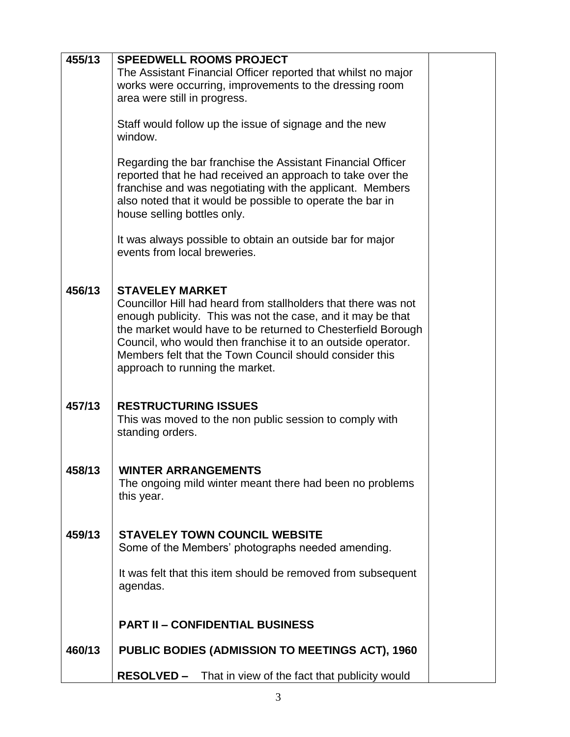| | | |
|---|---|---|
| **455/13** | **SPEEDWELL ROOMS PROJECT**<br>The Assistant Financial Officer reported that whilst no major works were occurring, improvements to the dressing room area were still in progress.<br><br>Staff would follow up the issue of signage and the new window.<br><br>Regarding the bar franchise the Assistant Financial Officer reported that he had received an approach to take over the franchise and was negotiating with the applicant. Members also noted that it would be possible to operate the bar in house selling bottles only.<br><br>It was always possible to obtain an outside bar for major events from local breweries. | |
| **456/13** | **STAVELEY MARKET**<br>Councillor Hill had heard from stallholders that there was not enough publicity. This was not the case, and it may be that the market would have to be returned to Chesterfield Borough Council, who would then franchise it to an outside operator. Members felt that the Town Council should consider this approach to running the market. | |
| **457/13** | **RESTRUCTURING ISSUES**<br>This was moved to the non public session to comply with standing orders. | |
| **458/13** | **WINTER ARRANGEMENTS**<br>The ongoing mild winter meant there had been no problems this year. | |
| **459/13** | **STAVELEY TOWN COUNCIL WEBSITE**<br>Some of the Members' photographs needed amending.<br><br>It was felt that this item should be removed from subsequent agendas. | |
| | **PART II – CONFIDENTIAL BUSINESS** | |
| **460/13** | **PUBLIC BODIES (ADMISSION TO MEETINGS ACT), 1960**<br><br>**RESOLVED –** That in view of the fact that publicity would | |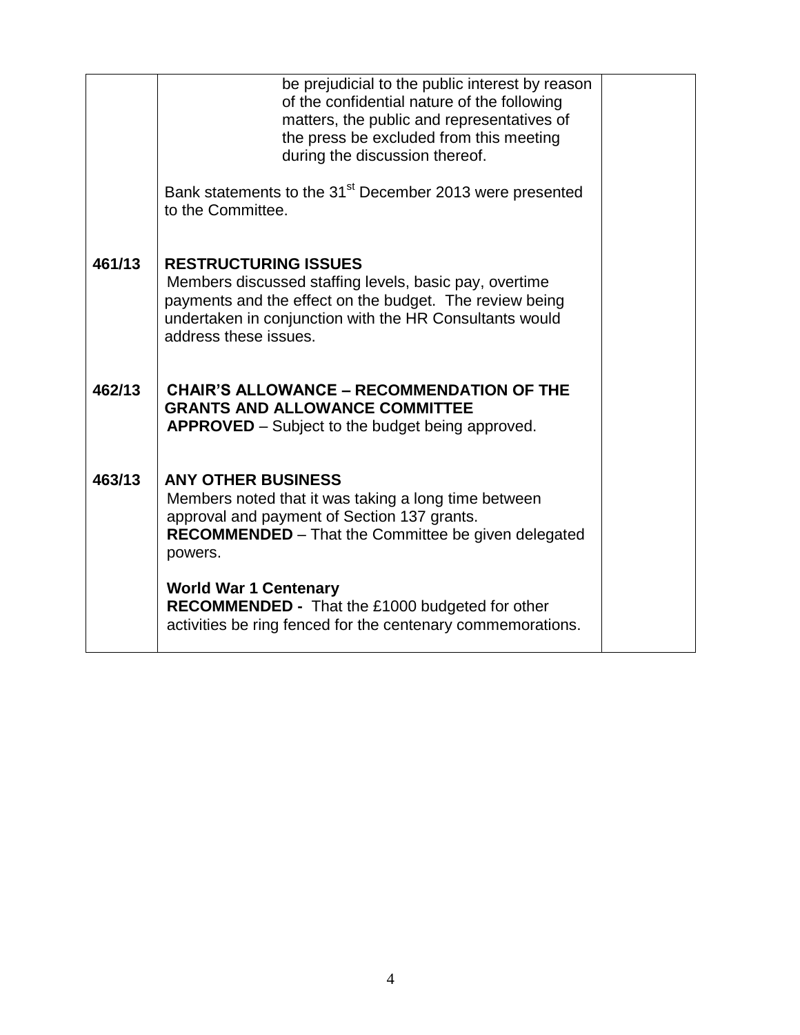| | | |
|---|---|---|
| | be prejudicial to the public interest by reason of the confidential nature of the following matters, the public and representatives of the press be excluded from this meeting during the discussion thereof.<br><br>Bank statements to the 31st December 2013 were presented to the Committee. | |
| **461/13** | **RESTRUCTURING ISSUES**<br>Members discussed staffing levels, basic pay, overtime payments and the effect on the budget. The review being undertaken in conjunction with the HR Consultants would address these issues. | |
| **462/13** | **CHAIR'S ALLOWANCE – RECOMMENDATION OF THE GRANTS AND ALLOWANCE COMMITTEE**<br>**APPROVED** – Subject to the budget being approved. | |
| **463/13** | **ANY OTHER BUSINESS**<br>Members noted that it was taking a long time between approval and payment of Section 137 grants.<br>**RECOMMENDED** – That the Committee be given delegated powers.<br><br>**World War 1 Centenary**<br>**RECOMMENDED -** That the £1000 budgeted for other activities be ring fenced for the centenary commemorations. | |